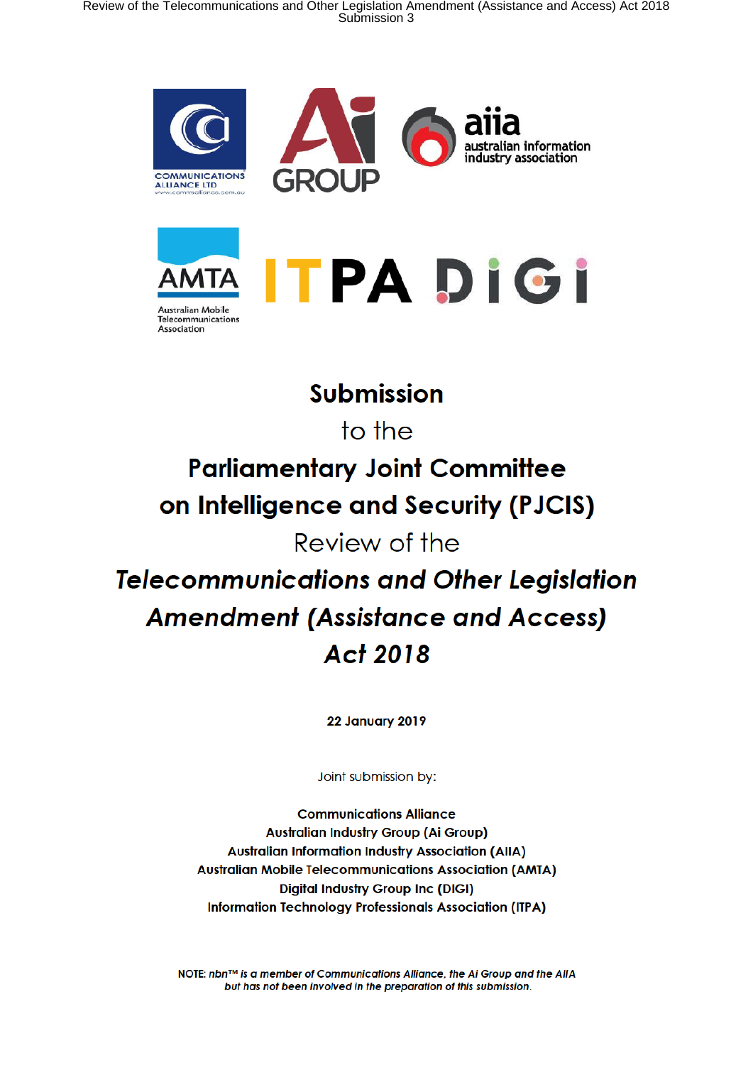# Submission

to the

# Parliamentary Joint Committee on Intelligence and Security (PJCIS)

Review of the

# *Telecommunications and Other Legislation Amendment (Assistance and Access) Act 2018*

**22 January 2019**

Joint submission by:

**Communications Alliance**
**Australian Industry Group (Ai Group)**
**Australian Information Industry Association (AIIA)**
**Australian Mobile Telecommunications Association (AMTA)**
**Digital Industry Group Inc (DIGI)**
**Information Technology Professionals Association (ITPA)**

**NOTE:** *nbn™ is a member of Communications Alliance, the Ai Group and the AIIA but has not been involved in the preparation of this submission.*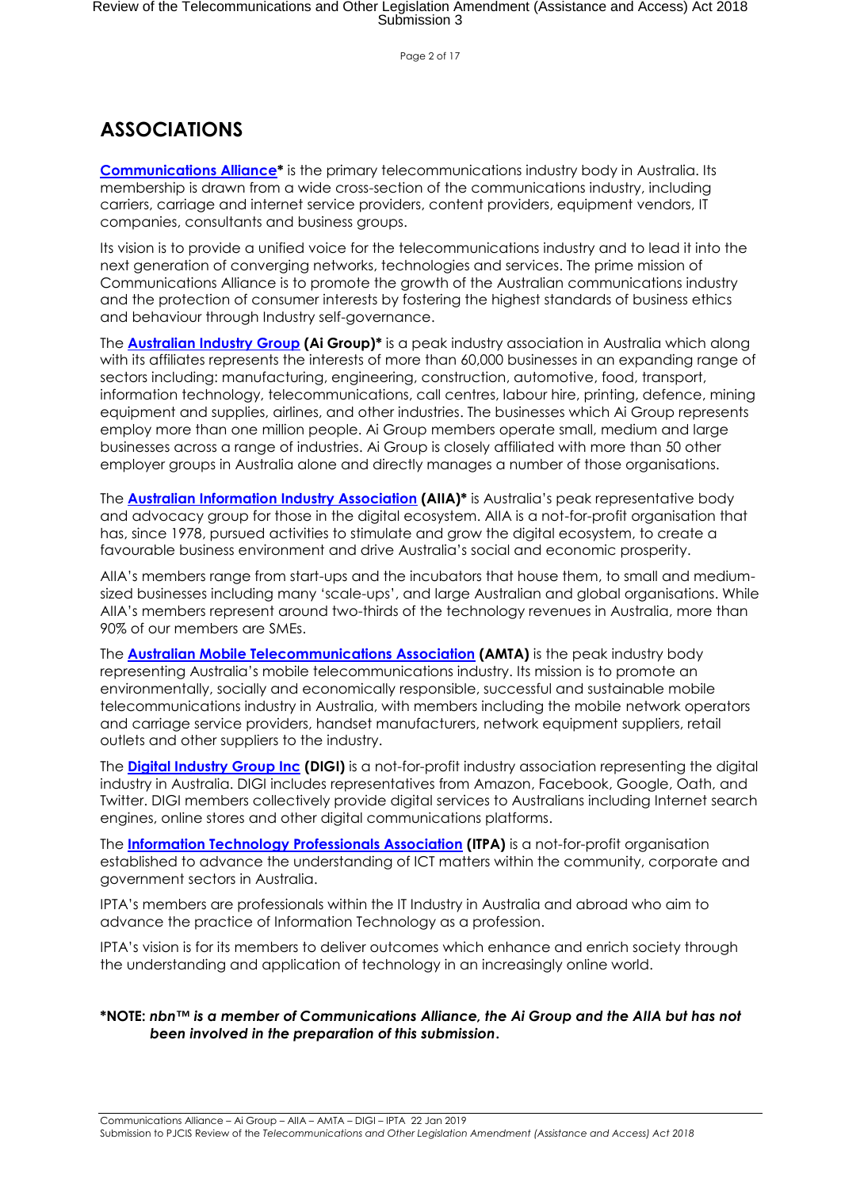# ASSOCIATIONS

**Communications Alliance*** is the primary telecommunications industry body in Australia. Its membership is drawn from a wide cross-section of the communications industry, including carriers, carriage and internet service providers, content providers, equipment vendors, IT companies, consultants and business groups.

Its vision is to provide a unified voice for the telecommunications industry and to lead it into the next generation of converging networks, technologies and services. The prime mission of Communications Alliance is to promote the growth of the Australian communications industry and the protection of consumer interests by fostering the highest standards of business ethics and behaviour through Industry self-governance.

The **Australian Industry Group (Ai Group)*** is a peak industry association in Australia which along with its affiliates represents the interests of more than 60,000 businesses in an expanding range of sectors including: manufacturing, engineering, construction, automotive, food, transport, information technology, telecommunications, call centres, labour hire, printing, defence, mining equipment and supplies, airlines, and other industries. The businesses which Ai Group represents employ more than one million people. Ai Group members operate small, medium and large businesses across a range of industries. Ai Group is closely affiliated with more than 50 other employer groups in Australia alone and directly manages a number of those organisations.

The **Australian Information Industry Association (AIIA)*** is Australia's peak representative body and advocacy group for those in the digital ecosystem. AIIA is a not-for-profit organisation that has, since 1978, pursued activities to stimulate and grow the digital ecosystem, to create a favourable business environment and drive Australia's social and economic prosperity.

AIIA's members range from start-ups and the incubators that house them, to small and medium-sized businesses including many 'scale-ups', and large Australian and global organisations. While AIIA's members represent around two-thirds of the technology revenues in Australia, more than 90% of our members are SMEs.

The **Australian Mobile Telecommunications Association (AMTA)** is the peak industry body representing Australia's mobile telecommunications industry. Its mission is to promote an environmentally, socially and economically responsible, successful and sustainable mobile telecommunications industry in Australia, with members including the mobile network operators and carriage service providers, handset manufacturers, network equipment suppliers, retail outlets and other suppliers to the industry.

The **Digital Industry Group Inc (DIGI)** is a not-for-profit industry association representing the digital industry in Australia. DIGI includes representatives from Amazon, Facebook, Google, Oath, and Twitter. DIGI members collectively provide digital services to Australians including Internet search engines, online stores and other digital communications platforms.

The **Information Technology Professionals Association (ITPA)** is a not-for-profit organisation established to advance the understanding of ICT matters within the community, corporate and government sectors in Australia.

IPTA's members are professionals within the IT Industry in Australia and abroad who aim to advance the practice of Information Technology as a profession.

IPTA's vision is for its members to deliver outcomes which enhance and enrich society through the understanding and application of technology in an increasingly online world.

***NOTE:** ***nbn™ is a member of Communications Alliance, the Ai Group and the AIIA but has not been involved in the preparation of this submission.***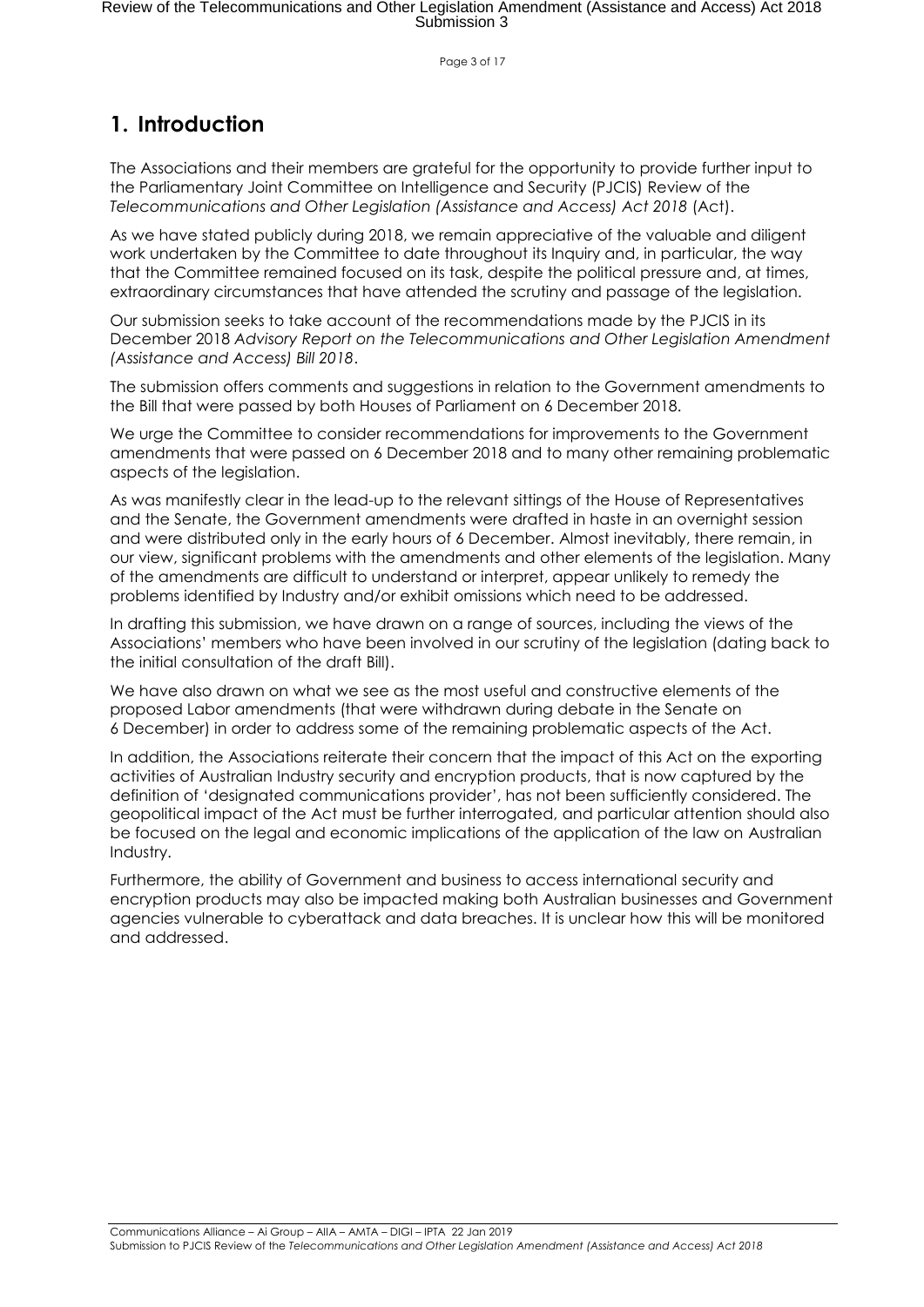## 1. Introduction

The Associations and their members are grateful for the opportunity to provide further input to the Parliamentary Joint Committee on Intelligence and Security (PJCIS) Review of the *Telecommunications and Other Legislation (Assistance and Access) Act 2018* (Act).

As we have stated publicly during 2018, we remain appreciative of the valuable and diligent work undertaken by the Committee to date throughout its Inquiry and, in particular, the way that the Committee remained focused on its task, despite the political pressure and, at times, extraordinary circumstances that have attended the scrutiny and passage of the legislation.

Our submission seeks to take account of the recommendations made by the PJCIS in its December 2018 *Advisory Report on the Telecommunications and Other Legislation Amendment (Assistance and Access) Bill 2018*.

The submission offers comments and suggestions in relation to the Government amendments to the Bill that were passed by both Houses of Parliament on 6 December 2018.

We urge the Committee to consider recommendations for improvements to the Government amendments that were passed on 6 December 2018 and to many other remaining problematic aspects of the legislation.

As was manifestly clear in the lead-up to the relevant sittings of the House of Representatives and the Senate, the Government amendments were drafted in haste in an overnight session and were distributed only in the early hours of 6 December. Almost inevitably, there remain, in our view, significant problems with the amendments and other elements of the legislation. Many of the amendments are difficult to understand or interpret, appear unlikely to remedy the problems identified by Industry and/or exhibit omissions which need to be addressed.

In drafting this submission, we have drawn on a range of sources, including the views of the Associations' members who have been involved in our scrutiny of the legislation (dating back to the initial consultation of the draft Bill).

We have also drawn on what we see as the most useful and constructive elements of the proposed Labor amendments (that were withdrawn during debate in the Senate on 6 December) in order to address some of the remaining problematic aspects of the Act.

In addition, the Associations reiterate their concern that the impact of this Act on the exporting activities of Australian Industry security and encryption products, that is now captured by the definition of 'designated communications provider', has not been sufficiently considered. The geopolitical impact of the Act must be further interrogated, and particular attention should also be focused on the legal and economic implications of the application of the law on Australian Industry.

Furthermore, the ability of Government and business to access international security and encryption products may also be impacted making both Australian businesses and Government agencies vulnerable to cyberattack and data breaches. It is unclear how this will be monitored and addressed.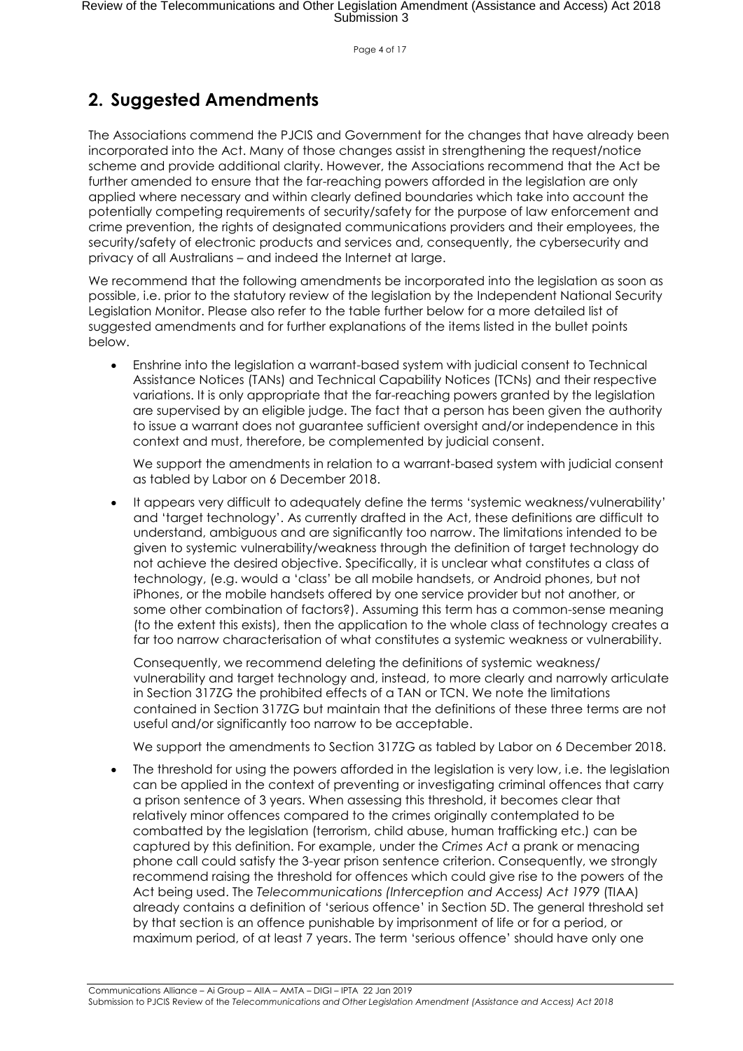## 2. Suggested Amendments

The Associations commend the PJCIS and Government for the changes that have already been incorporated into the Act. Many of those changes assist in strengthening the request/notice scheme and provide additional clarity. However, the Associations recommend that the Act be further amended to ensure that the far-reaching powers afforded in the legislation are only applied where necessary and within clearly defined boundaries which take into account the potentially competing requirements of security/safety for the purpose of law enforcement and crime prevention, the rights of designated communications providers and their employees, the security/safety of electronic products and services and, consequently, the cybersecurity and privacy of all Australians – and indeed the Internet at large.

We recommend that the following amendments be incorporated into the legislation as soon as possible, i.e. prior to the statutory review of the legislation by the Independent National Security Legislation Monitor. Please also refer to the table further below for a more detailed list of suggested amendments and for further explanations of the items listed in the bullet points below.

- Enshrine into the legislation a warrant-based system with judicial consent to Technical Assistance Notices (TANs) and Technical Capability Notices (TCNs) and their respective variations. It is only appropriate that the far-reaching powers granted by the legislation are supervised by an eligible judge. The fact that a person has been given the authority to issue a warrant does not guarantee sufficient oversight and/or independence in this context and must, therefore, be complemented by judicial consent.

  We support the amendments in relation to a warrant-based system with judicial consent as tabled by Labor on 6 December 2018.

- It appears very difficult to adequately define the terms 'systemic weakness/vulnerability' and 'target technology'. As currently drafted in the Act, these definitions are difficult to understand, ambiguous and are significantly too narrow. The limitations intended to be given to systemic vulnerability/weakness through the definition of target technology do not achieve the desired objective. Specifically, it is unclear what constitutes a class of technology, (e.g. would a 'class' be all mobile handsets, or Android phones, but not iPhones, or the mobile handsets offered by one service provider but not another, or some other combination of factors?). Assuming this term has a common-sense meaning (to the extent this exists), then the application to the whole class of technology creates a far too narrow characterisation of what constitutes a systemic weakness or vulnerability.

  Consequently, we recommend deleting the definitions of systemic weakness/ vulnerability and target technology and, instead, to more clearly and narrowly articulate in Section 317ZG the prohibited effects of a TAN or TCN. We note the limitations contained in Section 317ZG but maintain that the definitions of these three terms are not useful and/or significantly too narrow to be acceptable.

  We support the amendments to Section 317ZG as tabled by Labor on 6 December 2018.

- The threshold for using the powers afforded in the legislation is very low, i.e. the legislation can be applied in the context of preventing or investigating criminal offences that carry a prison sentence of 3 years. When assessing this threshold, it becomes clear that relatively minor offences compared to the crimes originally contemplated to be combatted by the legislation (terrorism, child abuse, human trafficking etc.) can be captured by this definition. For example, under the *Crimes Act* a prank or menacing phone call could satisfy the 3-year prison sentence criterion. Consequently, we strongly recommend raising the threshold for offences which could give rise to the powers of the Act being used. The *Telecommunications (Interception and Access) Act 1979* (TIAA) already contains a definition of 'serious offence' in Section 5D. The general threshold set by that section is an offence punishable by imprisonment of life or for a period, or maximum period, of at least 7 years. The term 'serious offence' should have only one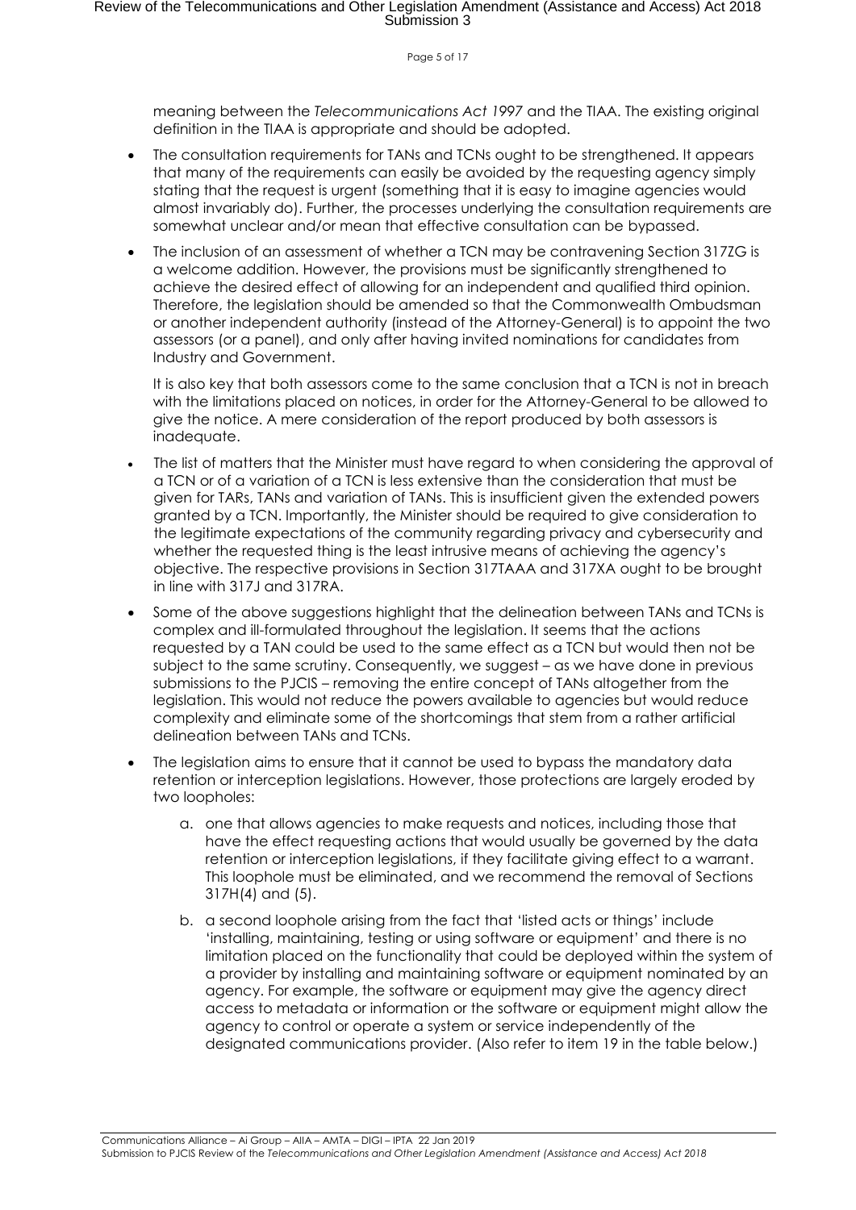meaning between the *Telecommunications Act 1997* and the TIAA. The existing original definition in the TIAA is appropriate and should be adopted.

- The consultation requirements for TANs and TCNs ought to be strengthened. It appears that many of the requirements can easily be avoided by the requesting agency simply stating that the request is urgent (something that it is easy to imagine agencies would almost invariably do). Further, the processes underlying the consultation requirements are somewhat unclear and/or mean that effective consultation can be bypassed.
- The inclusion of an assessment of whether a TCN may be contravening Section 317ZG is a welcome addition. However, the provisions must be significantly strengthened to achieve the desired effect of allowing for an independent and qualified third opinion. Therefore, the legislation should be amended so that the Commonwealth Ombudsman or another independent authority (instead of the Attorney-General) is to appoint the two assessors (or a panel), and only after having invited nominations for candidates from Industry and Government.

  It is also key that both assessors come to the same conclusion that a TCN is not in breach with the limitations placed on notices, in order for the Attorney-General to be allowed to give the notice. A mere consideration of the report produced by both assessors is inadequate.
- The list of matters that the Minister must have regard to when considering the approval of a TCN or of a variation of a TCN is less extensive than the consideration that must be given for TARs, TANs and variation of TANs. This is insufficient given the extended powers granted by a TCN. Importantly, the Minister should be required to give consideration to the legitimate expectations of the community regarding privacy and cybersecurity and whether the requested thing is the least intrusive means of achieving the agency's objective. The respective provisions in Section 317TAAA and 317XA ought to be brought in line with 317J and 317RA.
- Some of the above suggestions highlight that the delineation between TANs and TCNs is complex and ill-formulated throughout the legislation. It seems that the actions requested by a TAN could be used to the same effect as a TCN but would then not be subject to the same scrutiny. Consequently, we suggest – as we have done in previous submissions to the PJCIS – removing the entire concept of TANs altogether from the legislation. This would not reduce the powers available to agencies but would reduce complexity and eliminate some of the shortcomings that stem from a rather artificial delineation between TANs and TCNs.
- The legislation aims to ensure that it cannot be used to bypass the mandatory data retention or interception legislations. However, those protections are largely eroded by two loopholes:
  a. one that allows agencies to make requests and notices, including those that have the effect requesting actions that would usually be governed by the data retention or interception legislations, if they facilitate giving effect to a warrant. This loophole must be eliminated, and we recommend the removal of Sections 317H(4) and (5).
  b. a second loophole arising from the fact that 'listed acts or things' include 'installing, maintaining, testing or using software or equipment' and there is no limitation placed on the functionality that could be deployed within the system of a provider by installing and maintaining software or equipment nominated by an agency. For example, the software or equipment may give the agency direct access to metadata or information or the software or equipment might allow the agency to control or operate a system or service independently of the designated communications provider. (Also refer to item 19 in the table below.)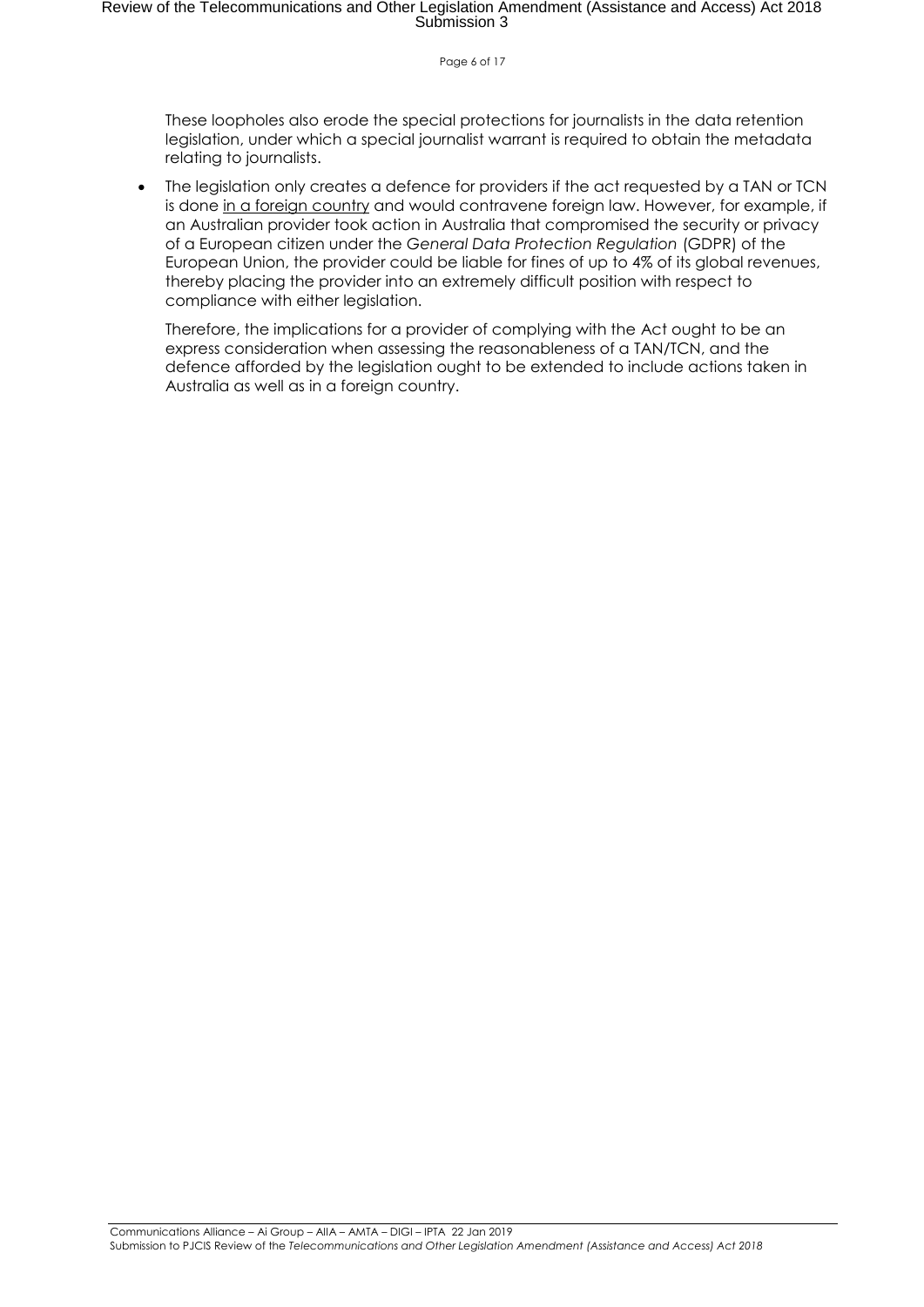These loopholes also erode the special protections for journalists in the data retention legislation, under which a special journalist warrant is required to obtain the metadata relating to journalists.

- The legislation only creates a defence for providers if the act requested by a TAN or TCN is done <u>in a foreign country</u> and would contravene foreign law. However, for example, if an Australian provider took action in Australia that compromised the security or privacy of a European citizen under the *General Data Protection Regulation* (GDPR) of the European Union, the provider could be liable for fines of up to 4% of its global revenues, thereby placing the provider into an extremely difficult position with respect to compliance with either legislation.

  Therefore, the implications for a provider of complying with the Act ought to be an express consideration when assessing the reasonableness of a TAN/TCN, and the defence afforded by the legislation ought to be extended to include actions taken in Australia as well as in a foreign country.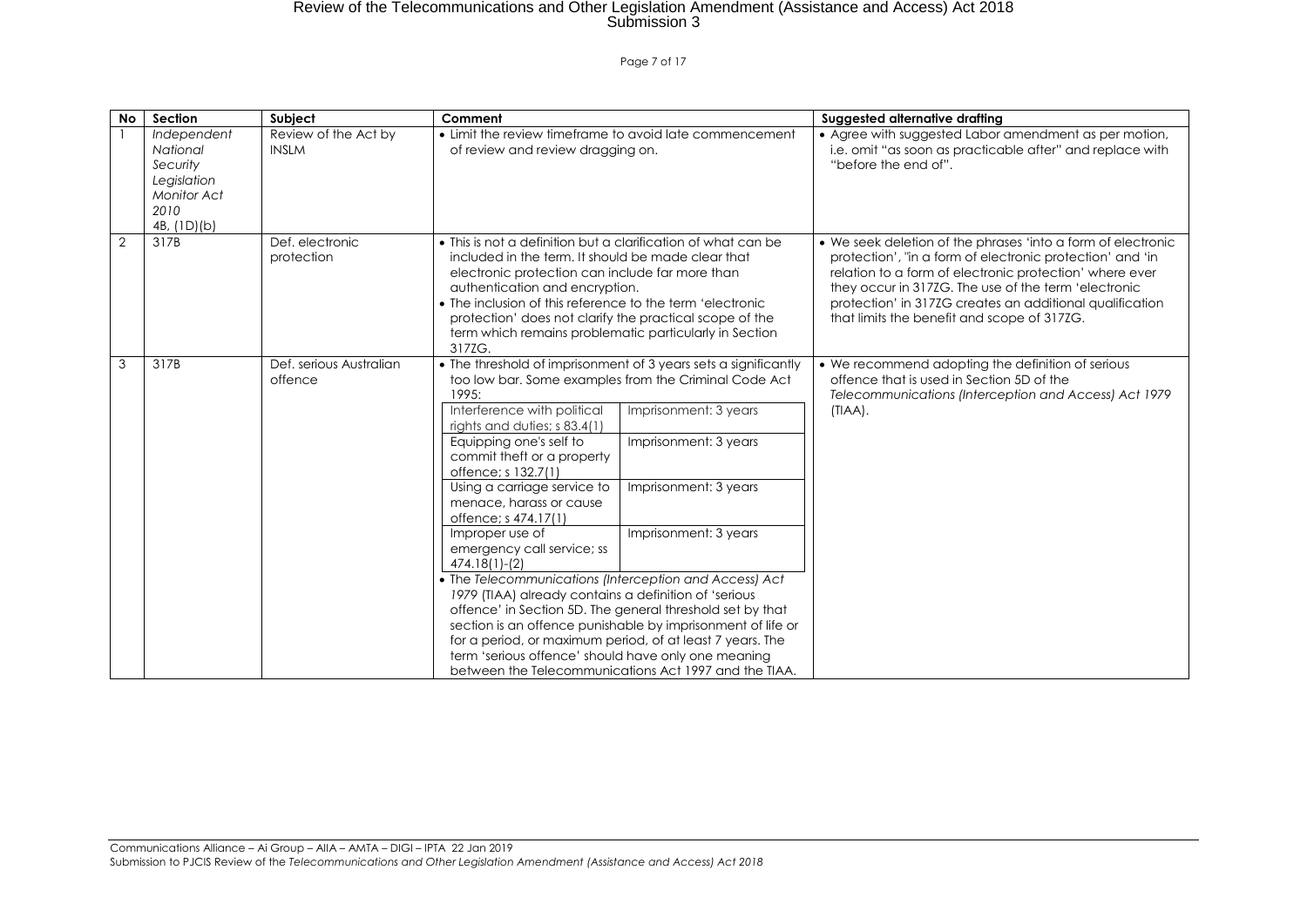| No | Section | Subject | Comment | Suggested alternative drafting |
|---|---|---|---|---|
| 1 | *Independent National Security Legislation Monitor Act 2010* 4B, (1D)(b) | Review of the Act by INSLM | • Limit the review timeframe to avoid late commencement of review and review dragging on. | • Agree with suggested Labor amendment as per motion, i.e. omit "as soon as practicable after" and replace with "before the end of". |
| 2 | 317B | Def. electronic protection | • This is not a definition but a clarification of what can be included in the term. It should be made clear that electronic protection can include far more than authentication and encryption.<br>• The inclusion of this reference to the term 'electronic protection' does not clarify the practical scope of the term which remains problematic particularly in Section 317ZG. | • We seek deletion of the phrases 'into a form of electronic protection', "in a form of electronic protection' and 'in relation to a form of electronic protection' where ever they occur in 317ZG. The use of the term 'electronic protection' in 317ZG creates an additional qualification that limits the benefit and scope of 317ZG. |
| 3 | 317B | Def. serious Australian offence | • The threshold of imprisonment of 3 years sets a significantly too low bar. Some examples from the Criminal Code Act 1995:<br>Interference with political rights and duties; s 83.4(1) — Imprisonment: 3 years<br>Equipping one's self to commit theft or a property offence; s 132.7(1) — Imprisonment: 3 years<br>Using a carriage service to menace, harass or cause offence; s 474.17(1) — Imprisonment: 3 years<br>Improper use of emergency call service; ss 474.18(1)-(2) — Imprisonment: 3 years<br>• The *Telecommunications (Interception and Access) Act 1979* (TIAA) already contains a definition of 'serious offence' in Section 5D. The general threshold set by that section is an offence punishable by imprisonment of life or for a period, or maximum period, of at least 7 years. The term 'serious offence' should have only one meaning between the Telecommunications Act 1997 and the TIAA. | • We recommend adopting the definition of serious offence that is used in Section 5D of the *Telecommunications (Interception and Access) Act 1979* (TIAA). |

Communications Alliance – Ai Group – AIIA – AMTA – DIGI – IPTA 22 Jan 2019
Submission to PJCIS Review of the *Telecommunications and Other Legislation Amendment (Assistance and Access) Act 2018*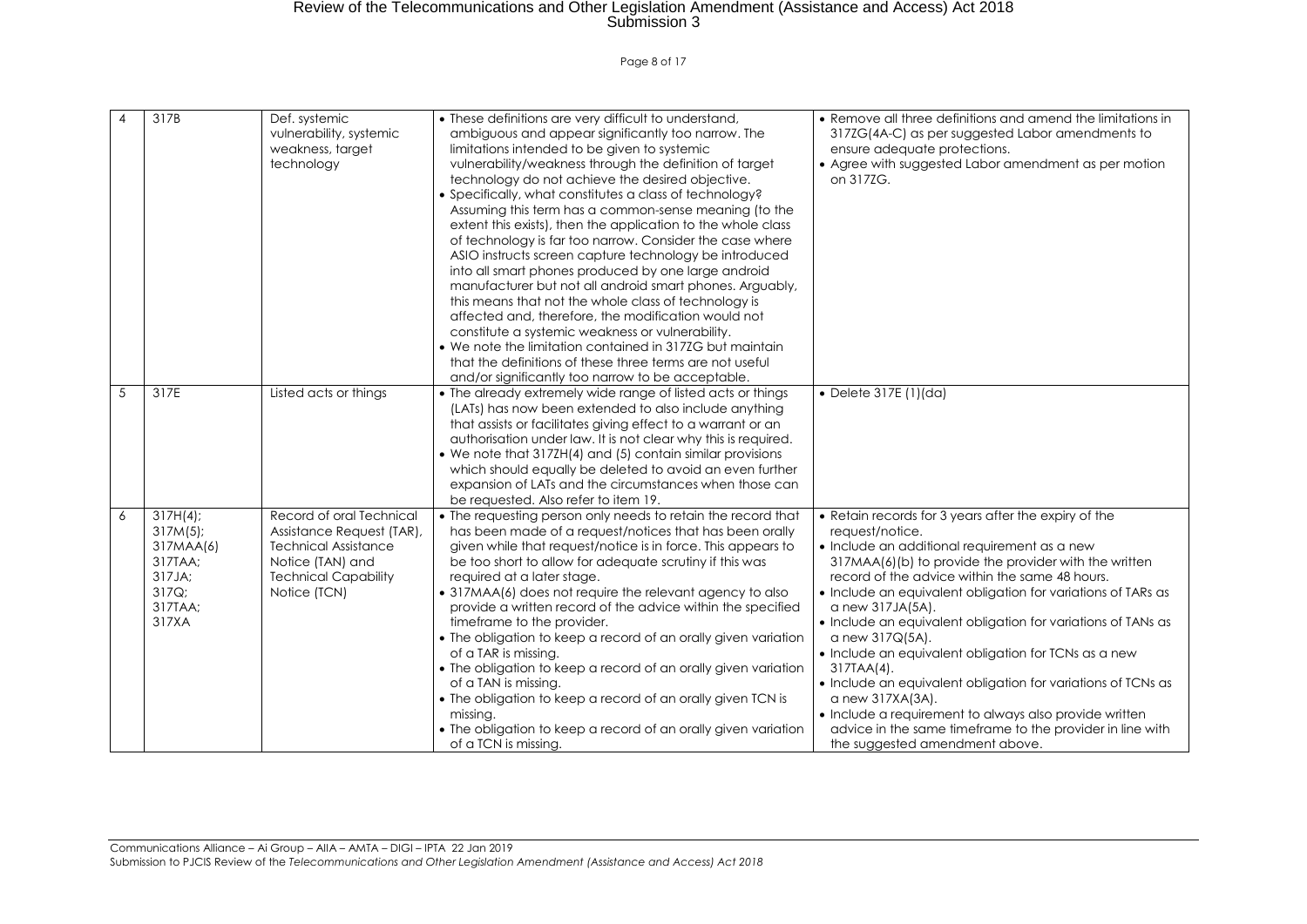| 4 | 317B | Def. systemic vulnerability, systemic weakness, target technology | • These definitions are very difficult to understand, ambiguous and appear significantly too narrow. The limitations intended to be given to systemic vulnerability/weakness through the definition of target technology do not achieve the desired objective.<br>• Specifically, what constitutes a class of technology? Assuming this term has a common-sense meaning (to the extent this exists), then the application to the whole class of technology is far too narrow. Consider the case where ASIO instructs screen capture technology be introduced into all smart phones produced by one large android manufacturer but not all android smart phones. Arguably, this means that not the whole class of technology is affected and, therefore, the modification would not constitute a systemic weakness or vulnerability.<br>• We note the limitation contained in 317ZG but maintain that the definitions of these three terms are not useful and/or significantly too narrow to be acceptable. | • Remove all three definitions and amend the limitations in 317ZG(4A-C) as per suggested Labor amendments to ensure adequate protections.<br>• Agree with suggested Labor amendment as per motion on 317ZG. |
|---|---|---|---|---|
| 5 | 317E | Listed acts or things | • The already extremely wide range of listed acts or things (LATs) has now been extended to also include anything that assists or facilitates giving effect to a warrant or an authorisation under law. It is not clear why this is required.<br>• We note that 317ZH(4) and (5) contain similar provisions which should equally be deleted to avoid an even further expansion of LATs and the circumstances when those can be requested. Also refer to item 19. | • Delete 317E (1)(da) |
| 6 | 317H(4);<br>317M(5);<br>317MAA(6)<br>317TAA;<br>317JA;<br>317Q;<br>317TAA;<br>317XA | Record of oral Technical Assistance Request (TAR), Technical Assistance Notice (TAN) and Technical Capability Notice (TCN) | • The requesting person only needs to retain the record that has been made of a request/notices that has been orally given while that request/notice is in force. This appears to be too short to allow for adequate scrutiny if this was required at a later stage.<br>• 317MAA(6) does not require the relevant agency to also provide a written record of the advice within the specified timeframe to the provider.<br>• The obligation to keep a record of an orally given variation of a TAR is missing.<br>• The obligation to keep a record of an orally given variation of a TAN is missing.<br>• The obligation to keep a record of an orally given TCN is missing.<br>• The obligation to keep a record of an orally given variation of a TCN is missing. | • Retain records for 3 years after the expiry of the request/notice.<br>• Include an additional requirement as a new 317MAA(6)(b) to provide the provider with the written record of the advice within the same 48 hours.<br>• Include an equivalent obligation for variations of TARs as a new 317JA(5A).<br>• Include an equivalent obligation for variations of TANs as a new 317Q(5A).<br>• Include an equivalent obligation for TCNs as a new 317TAA(4).<br>• Include an equivalent obligation for variations of TCNs as a new 317XA(3A).<br>• Include a requirement to always also provide written advice in the same timeframe to the provider in line with the suggested amendment above. |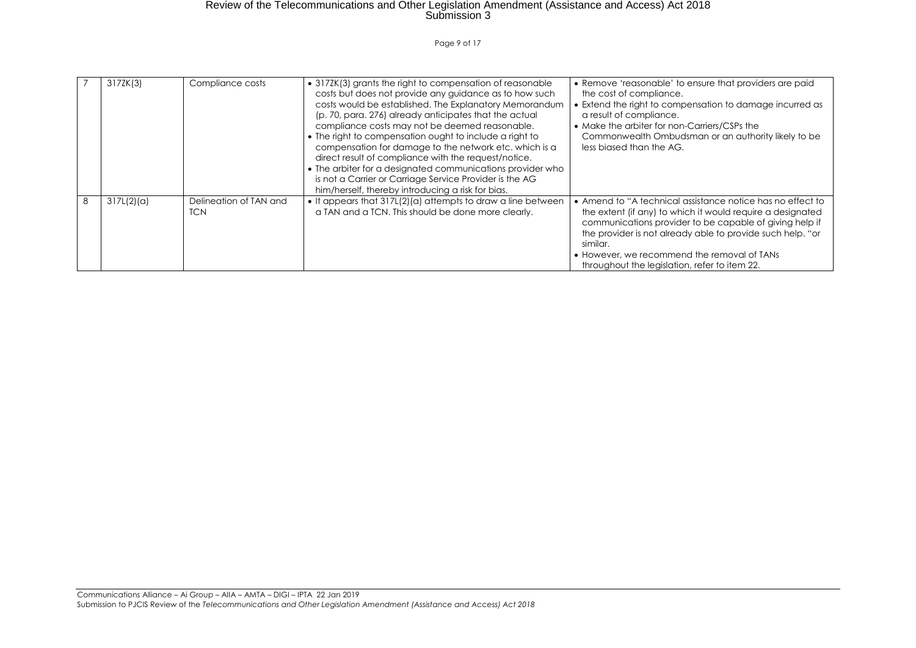| 7 | 317ZK(3) | Compliance costs | • 317ZK(3) grants the right to compensation of reasonable costs but does not provide any guidance as to how such costs would be established. The Explanatory Memorandum (p. 70, para. 276) already anticipates that the actual compliance costs may not be deemed reasonable.<br>• The right to compensation ought to include a right to compensation for damage to the network etc. which is a direct result of compliance with the request/notice.<br>• The arbiter for a designated communications provider who is not a Carrier or Carriage Service Provider is the AG him/herself, thereby introducing a risk for bias. | • Remove 'reasonable' to ensure that providers are paid the cost of compliance.<br>• Extend the right to compensation to damage incurred as a result of compliance.<br>• Make the arbiter for non-Carriers/CSPs the Commonwealth Ombudsman or an authority likely to be less biased than the AG. |
|---|---|---|---|---|
| 8 | 317L(2)(a) | Delineation of TAN and TCN | • It appears that 317L(2)(a) attempts to draw a line between a TAN and a TCN. This should be done more clearly. | • Amend to "A technical assistance notice has no effect to the extent (if any) to which it would require a designated communications provider to be capable of giving help if the provider is not already able to provide such help. "or similar.<br>• However, we recommend the removal of TANs throughout the legislation, refer to item 22. |

Communications Alliance – Ai Group – AIIA – AMTA – DIGI – IPTA 22 Jan 2019
Submission to PJCIS Review of the *Telecommunications and Other Legislation Amendment (Assistance and Access) Act 2018*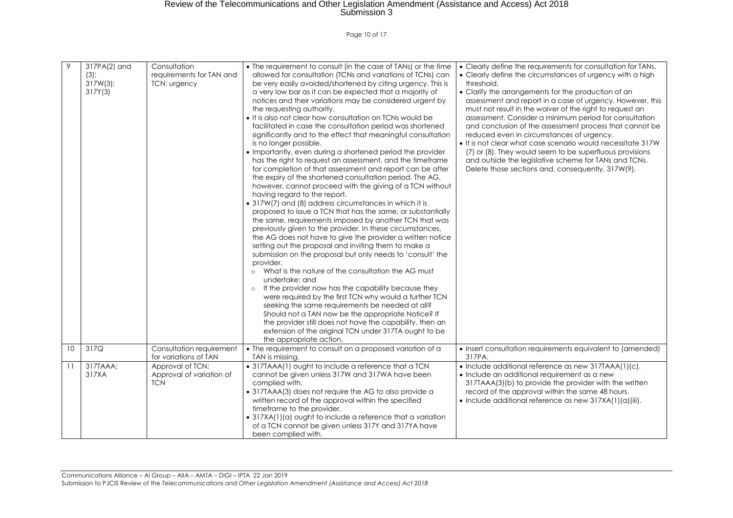| 9 | 317PA(2) and (3); 317W(3); 317Y(3) | Consultation requirements for TAN and TCN: urgency | • The requirement to consult (in the case of TANs) or the time allowed for consultation (TCNs and variations of TCNs) can be very easily avoided/shortened by citing urgency. This is a very low bar as it can be expected that a majority of notices and their variations may be considered urgent by the requesting authority.<br>• It is also not clear how consultation on TCNs would be facilitated in case the consultation period was shortened significantly and to the effect that meaningful consultation is no longer possible.<br>• Importantly, even during a shortened period the provider has the right to request an assessment, and the timeframe for completion of that assessment and report can be after the expiry of the shortened consultation period. The AG, however, cannot proceed with the giving of a TCN without having regard to the report.<br>• 317W(7) and (8) address circumstances in which it is proposed to issue a TCN that has the same, or substantially the same, requirements imposed by another TCN that was previously given to the provider. In these circumstances, the AG does not have to give the provider a written notice setting out the proposal and inviting them to make a submission on the proposal but only needs to 'consult' the provider.<br>&nbsp;&nbsp;○ What is the nature of the consultation the AG must undertake; and<br>&nbsp;&nbsp;○ If the provider now has the capability because they were required by the first TCN why would a further TCN seeking the same requirements be needed at all? Should not a TAN now be the appropriate Notice? If the provider still does not have the capability, then an extension of the original TCN under 317TA ought to be the appropriate action. | • Clearly define the requirements for consultation for TANs.<br>• Clearly define the circumstances of urgency with a high threshold.<br>• Clarify the arrangements for the production of an assessment and report in a case of urgency. However, this must not result in the waiver of the right to request an assessment. Consider a minimum period for consultation and conclusion of the assessment process that cannot be reduced even in circumstances of urgency.<br>• It is not clear what case scenario would necessitate 317W (7) or (8). They would seem to be superfluous provisions and outside the legislative scheme for TANs and TCNs. Delete those sections and, consequently, 317W(9). |
|---|---|---|---|---|
| 10 | 317Q | Consultation requirement for variations of TAN | • The requirement to consult on a proposed variation of a TAN is missing. | • Insert consultation requirements equivalent to (amended) 317PA. |
| 11 | 317TAAA; 317XA | Approval of TCN; Approval of variation of TCN | • 317TAAA(1) ought to include a reference that a TCN cannot be given unless 317W and 317WA have been complied with.<br>• 317TAAA(3) does not require the AG to also provide a written record of the approval within the specified timeframe to the provider.<br>• 317XA(1)(a) ought to include a reference that a variation of a TCN cannot be given unless 317Y and 317YA have been complied with. | • Include additional reference as new 317TAAA(1)(c).<br>• Include an additional requirement as a new 317TAAA(3)(b) to provide the provider with the written record of the approval within the same 48 hours.<br>• Include additional reference as new 317XA(1)(a)(iii). |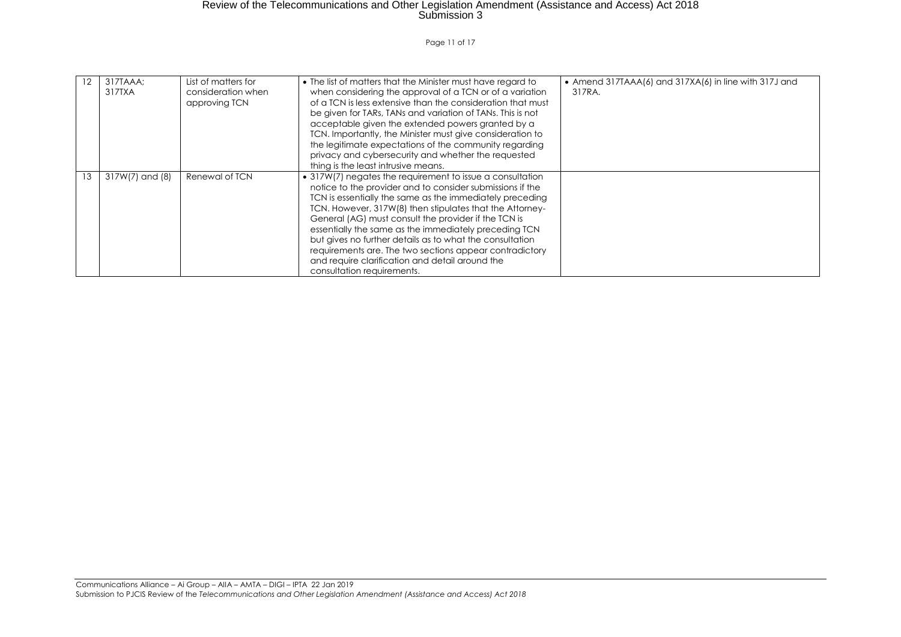| 12 | 317TAAA; 317TXA | List of matters for consideration when approving TCN | • The list of matters that the Minister must have regard to when considering the approval of a TCN or of a variation of a TCN is less extensive than the consideration that must be given for TARs, TANs and variation of TANs. This is not acceptable given the extended powers granted by a TCN. Importantly, the Minister must give consideration to the legitimate expectations of the community regarding privacy and cybersecurity and whether the requested thing is the least intrusive means. | • Amend 317TAAA(6) and 317XA(6) in line with 317J and 317RA. |
|---|---|---|---|---|
| 13 | 317W(7) and (8) | Renewal of TCN | • 317W(7) negates the requirement to issue a consultation notice to the provider and to consider submissions if the TCN is essentially the same as the immediately preceding TCN. However, 317W(8) then stipulates that the Attorney-General (AG) must consult the provider if the TCN is essentially the same as the immediately preceding TCN but gives no further details as to what the consultation requirements are. The two sections appear contradictory and require clarification and detail around the consultation requirements. | |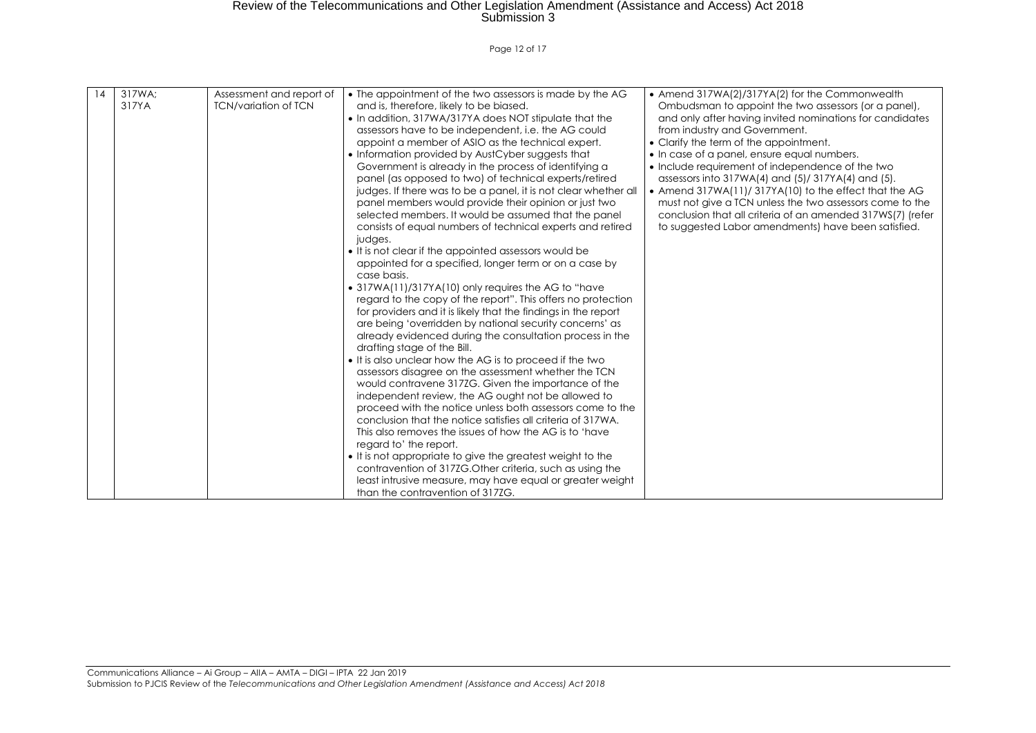| 14 | 317WA; 317YA | Assessment and report of TCN/variation of TCN | • The appointment of the two assessors is made by the AG and is, therefore, likely to be biased.<br>• In addition, 317WA/317YA does NOT stipulate that the assessors have to be independent, i.e. the AG could appoint a member of ASIO as the technical expert.<br>• Information provided by AustCyber suggests that Government is already in the process of identifying a panel (as opposed to two) of technical experts/retired judges. If there was to be a panel, it is not clear whether all panel members would provide their opinion or just two selected members. It would be assumed that the panel consists of equal numbers of technical experts and retired judges.<br>• It is not clear if the appointed assessors would be appointed for a specified, longer term or on a case by case basis.<br>• 317WA(11)/317YA(10) only requires the AG to "have regard to the copy of the report". This offers no protection for providers and it is likely that the findings in the report are being 'overridden by national security concerns' as already evidenced during the consultation process in the drafting stage of the Bill.<br>• It is also unclear how the AG is to proceed if the two assessors disagree on the assessment whether the TCN would contravene 317ZG. Given the importance of the independent review, the AG ought not be allowed to proceed with the notice unless both assessors come to the conclusion that the notice satisfies all criteria of 317WA. This also removes the issues of how the AG is to 'have regard to' the report.<br>• It is not appropriate to give the greatest weight to the contravention of 317ZG.Other criteria, such as using the least intrusive measure, may have equal or greater weight than the contravention of 317ZG. | • Amend 317WA(2)/317YA(2) for the Commonwealth Ombudsman to appoint the two assessors (or a panel), and only after having invited nominations for candidates from industry and Government.<br>• Clarify the term of the appointment.<br>• In case of a panel, ensure equal numbers.<br>• Include requirement of independence of the two assessors into 317WA(4) and (5)/ 317YA(4) and (5).<br>• Amend 317WA(11)/ 317YA(10) to the effect that the AG must not give a TCN unless the two assessors come to the conclusion that all criteria of an amended 317WS(7) (refer to suggested Labor amendments) have been satisfied. |
|---|---|---|---|---|

Communications Alliance – Ai Group – AIIA – AMTA – DIGI – IPTA 22 Jan 2019
Submission to PJCIS Review of the *Telecommunications and Other Legislation Amendment (Assistance and Access) Act 2018*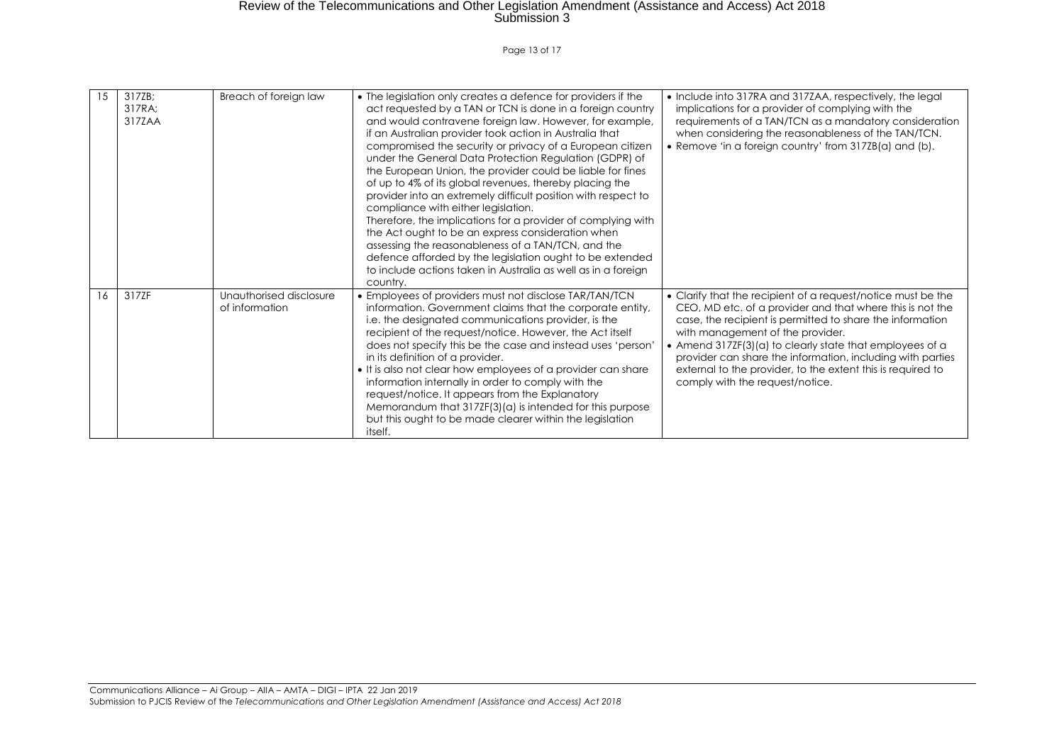| 15 | 317ZB; 317RA; 317ZAA | Breach of foreign law | • The legislation only creates a defence for providers if the act requested by a TAN or TCN is done in a foreign country and would contravene foreign law. However, for example, if an Australian provider took action in Australia that compromised the security or privacy of a European citizen under the General Data Protection Regulation (GDPR) of the European Union, the provider could be liable for fines of up to 4% of its global revenues, thereby placing the provider into an extremely difficult position with respect to compliance with either legislation.<br>Therefore, the implications for a provider of complying with the Act ought to be an express consideration when assessing the reasonableness of a TAN/TCN, and the defence afforded by the legislation ought to be extended to include actions taken in Australia as well as in a foreign country. | • Include into 317RA and 317ZAA, respectively, the legal implications for a provider of complying with the requirements of a TAN/TCN as a mandatory consideration when considering the reasonableness of the TAN/TCN.<br>• Remove 'in a foreign country' from 317ZB(a) and (b). |
|---|---|---|---|---|
| 16 | 317ZF | Unauthorised disclosure of information | • Employees of providers must not disclose TAR/TAN/TCN information. Government claims that the corporate entity, i.e. the designated communications provider, is the recipient of the request/notice. However, the Act itself does not specify this be the case and instead uses 'person' in its definition of a provider.<br>• It is also not clear how employees of a provider can share information internally in order to comply with the request/notice. It appears from the Explanatory Memorandum that 317ZF(3)(a) is intended for this purpose but this ought to be made clearer within the legislation itself. | • Clarify that the recipient of a request/notice must be the CEO, MD etc. of a provider and that where this is not the case, the recipient is permitted to share the information with management of the provider.<br>• Amend 317ZF(3)(a) to clearly state that employees of a provider can share the information, including with parties external to the provider, to the extent this is required to comply with the request/notice. |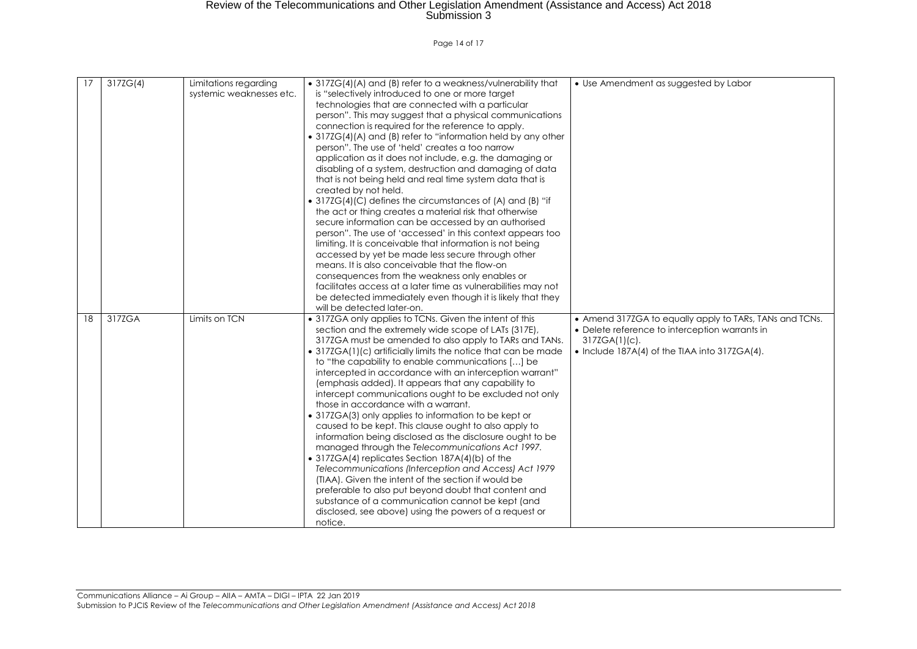| 17 | 317ZG(4) | Limitations regarding systemic weaknesses etc. | • 317ZG(4)(A) and (B) refer to a weakness/vulnerability that is "selectively introduced to one or more target technologies that are connected with a particular person". This may suggest that a physical communications connection is required for the reference to apply.<br>• 317ZG(4)(A) and (B) refer to "information held by any other person". The use of 'held' creates a too narrow application as it does not include, e.g. the damaging or disabling of a system, destruction and damaging of data that is not being held and real time system data that is created by not held.<br>• 317ZG(4)(C) defines the circumstances of (A) and (B) "if the act or thing creates a material risk that otherwise secure information can be accessed by an authorised person". The use of 'accessed' in this context appears too limiting. It is conceivable that information is not being accessed by yet be made less secure through other means. It is also conceivable that the flow-on consequences from the weakness only enables or facilitates access at a later time as vulnerabilities may not be detected immediately even though it is likely that they will be detected later-on. | • Use Amendment as suggested by Labor |
|---|---|---|---|---|
| 18 | 317ZGA | Limits on TCN | • 317ZGA only applies to TCNs. Given the intent of this section and the extremely wide scope of LATs (317E), 317ZGA must be amended to also apply to TARs and TANs.<br>• 317ZGA(1)(c) artificially limits the notice that can be made to "the capability to enable communications […] be intercepted in accordance with an interception warrant" (emphasis added). It appears that any capability to intercept communications ought to be excluded not only those in accordance with a warrant.<br>• 317ZGA(3) only applies to information to be kept or caused to be kept. This clause ought to also apply to information being disclosed as the disclosure ought to be managed through the *Telecommunications Act 1997*.<br>• 317ZGA(4) replicates Section 187A(4)(b) of the *Telecommunications (Interception and Access) Act 1979* (TIAA). Given the intent of the section if would be preferable to also put beyond doubt that content and substance of a communication cannot be kept (and disclosed, see above) using the powers of a request or notice. | • Amend 317ZGA to equally apply to TARs, TANs and TCNs.<br>• Delete reference to interception warrants in 317ZGA(1)(c).<br>• Include 187A(4) of the TIAA into 317ZGA(4). |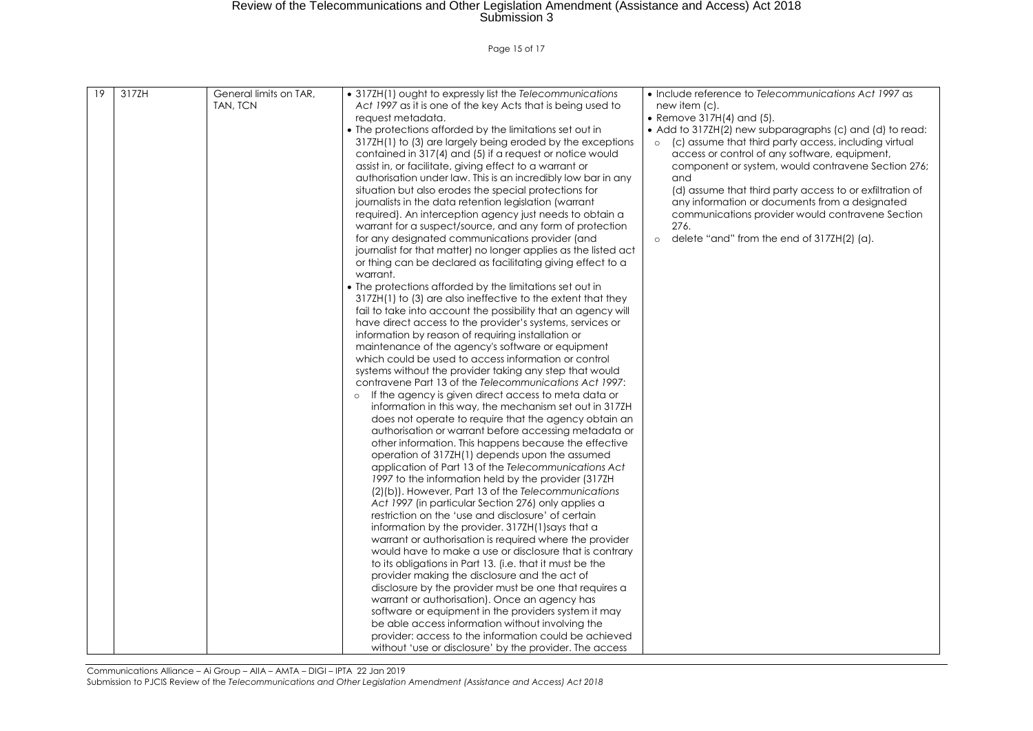| 19 | 317ZH | General limits on TAR, TAN, TCN | • 317ZH(1) ought to expressly list the *Telecommunications Act 1997* as it is one of the key Acts that is being used to request metadata.<br>• The protections afforded by the limitations set out in 317ZH(1) to (3) are largely being eroded by the exceptions contained in 317(4) and (5) if a request or notice would assist in, or facilitate, giving effect to a warrant or authorisation under law. This is an incredibly low bar in any situation but also erodes the special protections for journalists in the data retention legislation (warrant required). An interception agency just needs to obtain a warrant for a suspect/source, and any form of protection for any designated communications provider (and journalist for that matter) no longer applies as the listed act or thing can be declared as facilitating giving effect to a warrant.<br>• The protections afforded by the limitations set out in 317ZH(1) to (3) are also ineffective to the extent that they fail to take into account the possibility that an agency will have direct access to the provider's systems, services or information by reason of requiring installation or maintenance of the agency's software or equipment which could be used to access information or control systems without the provider taking any step that would contravene Part 13 of the *Telecommunications Act 1997*:<br>&nbsp;&nbsp;○ If the agency is given direct access to meta data or information in this way, the mechanism set out in 317ZH does not operate to require that the agency obtain an authorisation or warrant before accessing metadata or other information. This happens because the effective operation of 317ZH(1) depends upon the assumed application of Part 13 of the *Telecommunications Act 1997* to the information held by the provider (317ZH (2)(b)). However, Part 13 of the *Telecommunications Act 1997* (in particular Section 276) only applies a restriction on the 'use and disclosure' of certain information by the provider. 317ZH(1)says that a warrant or authorisation is required where the provider would have to make a use or disclosure that is contrary to its obligations in Part 13. (i.e. that it must be the provider making the disclosure and the act of disclosure by the provider must be one that requires a warrant or authorisation). Once an agency has software or equipment in the providers system it may be able access information without involving the provider: access to the information could be achieved without 'use or disclosure' by the provider. The access | • Include reference to *Telecommunications Act 1997* as new item (c).<br>• Remove 317H(4) and (5).<br>• Add to 317ZH(2) new subparagraphs (c) and (d) to read:<br>&nbsp;&nbsp;○ (c) assume that third party access, including virtual access or control of any software, equipment, component or system, would contravene Section 276; and<br>&nbsp;&nbsp;(d) assume that third party access to or exfiltration of any information or documents from a designated communications provider would contravene Section 276.<br>&nbsp;&nbsp;○ delete "and" from the end of 317ZH(2) (a). |
|---|---|---|---|---|

Communications Alliance – Ai Group – AIIA – AMTA – DIGI – IPTA 22 Jan 2019
Submission to PJCIS Review of the *Telecommunications and Other Legislation Amendment (Assistance and Access) Act 2018*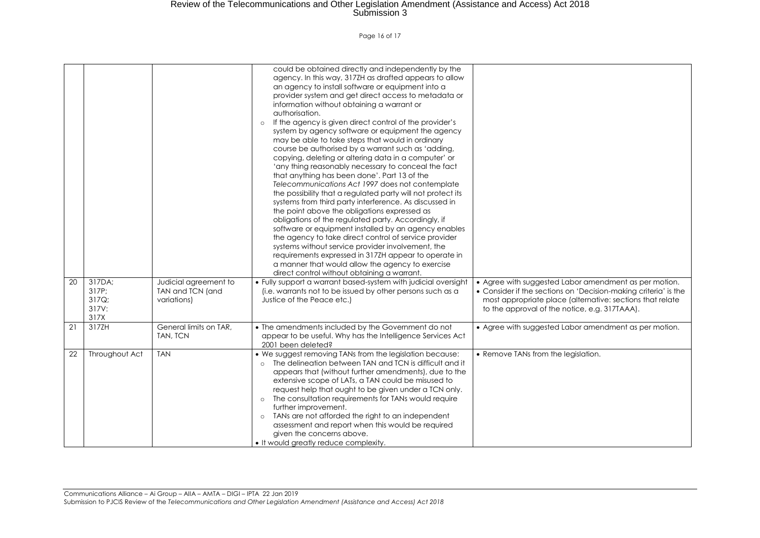| | | | | |
|---|---|---|---|---|
| | | | could be obtained directly and independently by the agency. In this way, 317ZH as drafted appears to allow an agency to install software or equipment into a provider system and get direct access to metadata or information without obtaining a warrant or authorisation.<br>○ If the agency is given direct control of the provider's system by agency software or equipment the agency may be able to take steps that would in ordinary course be authorised by a warrant such as 'adding, copying, deleting or altering data in a computer' or 'any thing reasonably necessary to conceal the fact that anything has been done'. Part 13 of the *Telecommunications Act 1997* does not contemplate the possibility that a regulated party will not protect its systems from third party interference. As discussed in the point above the obligations expressed as obligations of the regulated party. Accordingly, if software or equipment installed by an agency enables the agency to take direct control of service provider systems without service provider involvement, the requirements expressed in 317ZH appear to operate in a manner that would allow the agency to exercise direct control without obtaining a warrant. | |
| 20 | 317DA;<br>317P;<br>317Q;<br>317V:<br>317X | Judicial agreement to TAN and TCN (and variations) | • Fully support a warrant based-system with judicial oversight (i.e. warrants not to be issued by other persons such as a Justice of the Peace etc.) | • Agree with suggested Labor amendment as per motion.<br>• Consider if the sections on 'Decision-making criteria' is the most appropriate place (alternative: sections that relate to the approval of the notice, e.g. 317TAAA). |
| 21 | 317ZH | General limits on TAR, TAN, TCN | • The amendments included by the Government do not appear to be useful. Why has the Intelligence Services Act 2001 been deleted? | • Agree with suggested Labor amendment as per motion. |
| 22 | Throughout Act | TAN | • We suggest removing TANs from the legislation because:<br>○ The delineation between TAN and TCN is difficult and it appears that (without further amendments), due to the extensive scope of LATs, a TAN could be misused to request help that ought to be given under a TCN only.<br>○ The consultation requirements for TANs would require further improvement.<br>○ TANs are not afforded the right to an independent assessment and report when this would be required given the concerns above.<br>• It would greatly reduce complexity. | • Remove TANs from the legislation. |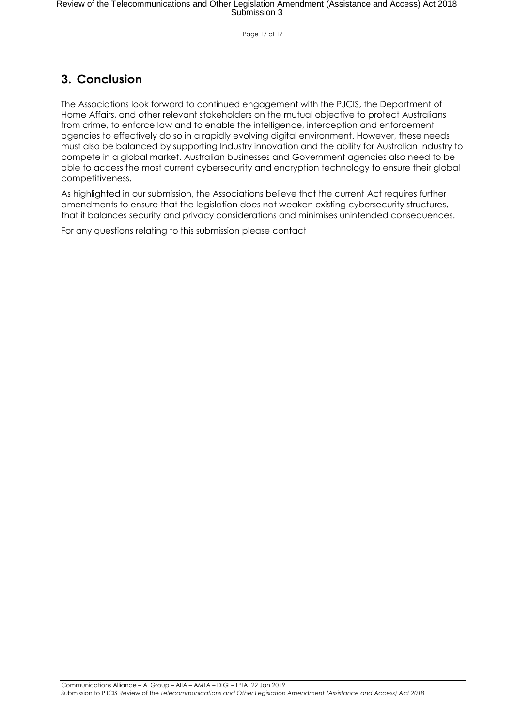## 3. Conclusion

The Associations look forward to continued engagement with the PJCIS, the Department of Home Affairs, and other relevant stakeholders on the mutual objective to protect Australians from crime, to enforce law and to enable the intelligence, interception and enforcement agencies to effectively do so in a rapidly evolving digital environment. However, these needs must also be balanced by supporting Industry innovation and the ability for Australian Industry to compete in a global market. Australian businesses and Government agencies also need to be able to access the most current cybersecurity and encryption technology to ensure their global competitiveness.

As highlighted in our submission, the Associations believe that the current Act requires further amendments to ensure that the legislation does not weaken existing cybersecurity structures, that it balances security and privacy considerations and minimises unintended consequences.

For any questions relating to this submission please contact